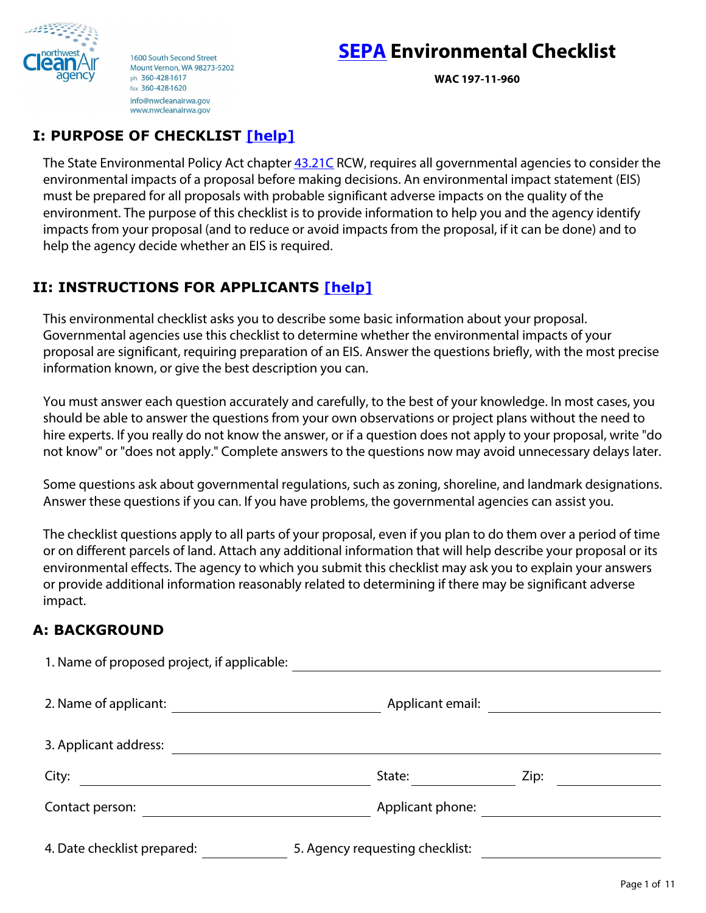1600 South Second Street
Mount Vernon, WA 98273-5202
ph 360-428-1617
fax 360-428-1620
info@nwcleanairwa.gov
www.nwcleanairwa.gov

# SEPA Environmental Checklist

**WAC 197-11-960**

## I: PURPOSE OF CHECKLIST [help]

The State Environmental Policy Act chapter 43.21C RCW, requires all governmental agencies to consider the environmental impacts of a proposal before making decisions. An environmental impact statement (EIS) must be prepared for all proposals with probable significant adverse impacts on the quality of the environment. The purpose of this checklist is to provide information to help you and the agency identify impacts from your proposal (and to reduce or avoid impacts from the proposal, if it can be done) and to help the agency decide whether an EIS is required.

## II: INSTRUCTIONS FOR APPLICANTS [help]

This environmental checklist asks you to describe some basic information about your proposal. Governmental agencies use this checklist to determine whether the environmental impacts of your proposal are significant, requiring preparation of an EIS. Answer the questions briefly, with the most precise information known, or give the best description you can.

You must answer each question accurately and carefully, to the best of your knowledge. In most cases, you should be able to answer the questions from your own observations or project plans without the need to hire experts. If you really do not know the answer, or if a question does not apply to your proposal, write "do not know" or "does not apply." Complete answers to the questions now may avoid unnecessary delays later.

Some questions ask about governmental regulations, such as zoning, shoreline, and landmark designations. Answer these questions if you can. If you have problems, the governmental agencies can assist you.

The checklist questions apply to all parts of your proposal, even if you plan to do them over a period of time or on different parcels of land. Attach any additional information that will help describe your proposal or its environmental effects. The agency to which you submit this checklist may ask you to explain your answers or provide additional information reasonably related to determining if there may be significant adverse impact.

## A: BACKGROUND

1. Name of proposed project, if applicable: ______________________

2. Name of applicant: ______________________ Applicant email: ______________________

3. Applicant address: ______________________

City: ______________________ State: __________ Zip: __________

Contact person: ______________________ Applicant phone: ______________________

4. Date checklist prepared: __________ 5. Agency requesting checklist: ______________________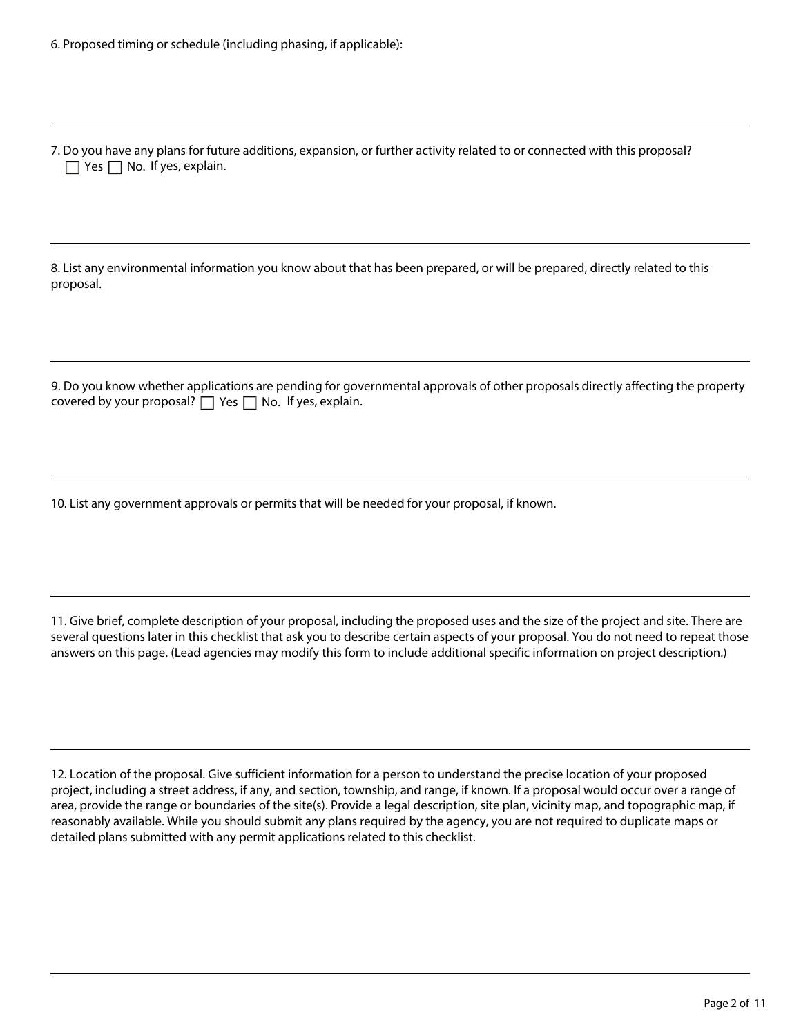6. Proposed timing or schedule (including phasing, if applicable):

---

7. Do you have any plans for future additions, expansion, or further activity related to or connected with this proposal?
☐ Yes ☐ No. If yes, explain.

---

8. List any environmental information you know about that has been prepared, or will be prepared, directly related to this proposal.

---

9. Do you know whether applications are pending for governmental approvals of other proposals directly affecting the property covered by your proposal? ☐ Yes ☐ No. If yes, explain.

---

10. List any government approvals or permits that will be needed for your proposal, if known.

---

11. Give brief, complete description of your proposal, including the proposed uses and the size of the project and site. There are several questions later in this checklist that ask you to describe certain aspects of your proposal. You do not need to repeat those answers on this page. (Lead agencies may modify this form to include additional specific information on project description.)

---

12. Location of the proposal. Give sufficient information for a person to understand the precise location of your proposed project, including a street address, if any, and section, township, and range, if known. If a proposal would occur over a range of area, provide the range or boundaries of the site(s). Provide a legal description, site plan, vicinity map, and topographic map, if reasonably available. While you should submit any plans required by the agency, you are not required to duplicate maps or detailed plans submitted with any permit applications related to this checklist.

---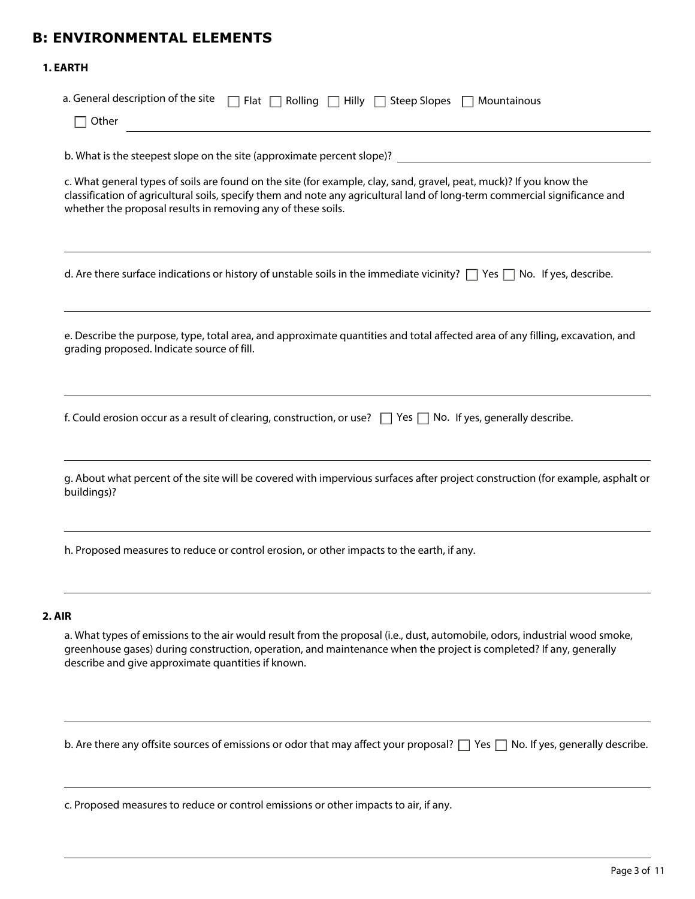## B: ENVIRONMENTAL ELEMENTS

### 1. EARTH

a. General description of the site ☐ Flat ☐ Rolling ☐ Hilly ☐ Steep Slopes ☐ Mountainous

☐ Other ______________________________

b. What is the steepest slope on the site (approximate percent slope)? ______________________________

c. What general types of soils are found on the site (for example, clay, sand, gravel, peat, muck)? If you know the classification of agricultural soils, specify them and note any agricultural land of long-term commercial significance and whether the proposal results in removing any of these soils.

______________________________

d. Are there surface indications or history of unstable soils in the immediate vicinity? ☐ Yes ☐ No. If yes, describe.

______________________________

e. Describe the purpose, type, total area, and approximate quantities and total affected area of any filling, excavation, and grading proposed. Indicate source of fill.

______________________________

f. Could erosion occur as a result of clearing, construction, or use? ☐ Yes ☐ No. If yes, generally describe.

______________________________

g. About what percent of the site will be covered with impervious surfaces after project construction (for example, asphalt or buildings)?

______________________________

h. Proposed measures to reduce or control erosion, or other impacts to the earth, if any.

______________________________

### 2. AIR

a. What types of emissions to the air would result from the proposal (i.e., dust, automobile, odors, industrial wood smoke, greenhouse gases) during construction, operation, and maintenance when the project is completed? If any, generally describe and give approximate quantities if known.

______________________________

b. Are there any offsite sources of emissions or odor that may affect your proposal? ☐ Yes ☐ No. If yes, generally describe.

______________________________

c. Proposed measures to reduce or control emissions or other impacts to air, if any.

______________________________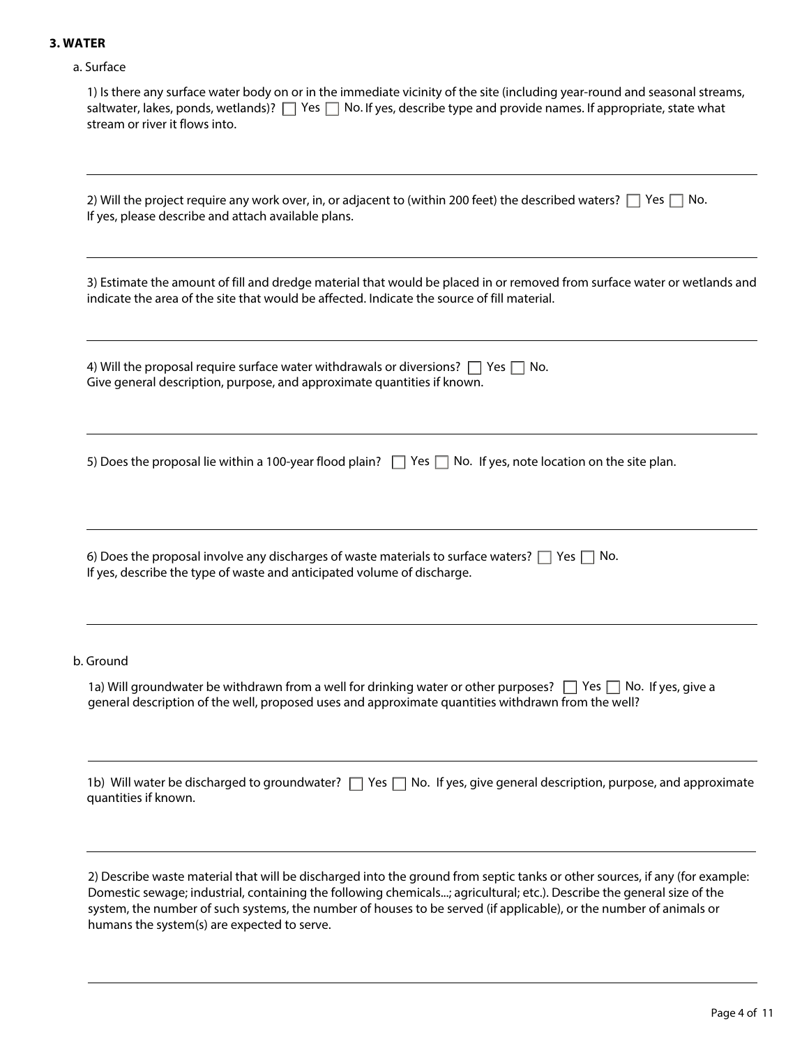**3. WATER**

a. Surface

1) Is there any surface water body on or in the immediate vicinity of the site (including year-round and seasonal streams, saltwater, lakes, ponds, wetlands)? ☐ Yes ☐ No. If yes, describe type and provide names. If appropriate, state what stream or river it flows into.

---

2) Will the project require any work over, in, or adjacent to (within 200 feet) the described waters? ☐ Yes ☐ No. If yes, please describe and attach available plans.

---

3) Estimate the amount of fill and dredge material that would be placed in or removed from surface water or wetlands and indicate the area of the site that would be affected. Indicate the source of fill material.

---

4) Will the proposal require surface water withdrawals or diversions? ☐ Yes ☐ No.
Give general description, purpose, and approximate quantities if known.

---

5) Does the proposal lie within a 100-year flood plain? ☐ Yes ☐ No. If yes, note location on the site plan.

---

6) Does the proposal involve any discharges of waste materials to surface waters? ☐ Yes ☐ No.
If yes, describe the type of waste and anticipated volume of discharge.

---

b. Ground

1a) Will groundwater be withdrawn from a well for drinking water or other purposes? ☐ Yes ☐ No. If yes, give a general description of the well, proposed uses and approximate quantities withdrawn from the well?

---

1b) Will water be discharged to groundwater? ☐ Yes ☐ No. If yes, give general description, purpose, and approximate quantities if known.

---

2) Describe waste material that will be discharged into the ground from septic tanks or other sources, if any (for example: Domestic sewage; industrial, containing the following chemicals...; agricultural; etc.). Describe the general size of the system, the number of such systems, the number of houses to be served (if applicable), or the number of animals or humans the system(s) are expected to serve.

---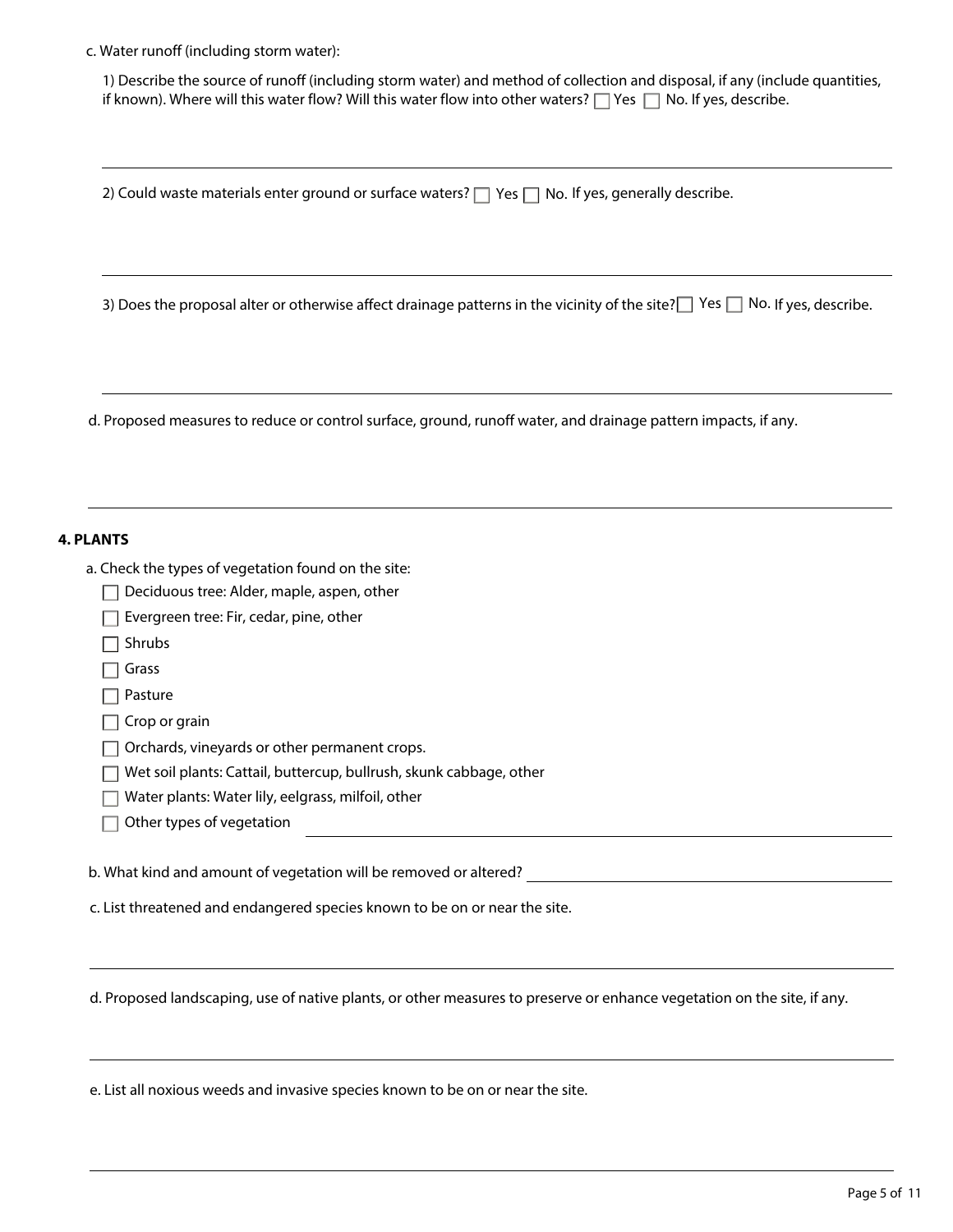c. Water runoff (including storm water):

1) Describe the source of runoff (including storm water) and method of collection and disposal, if any (include quantities, if known). Where will this water flow? Will this water flow into other waters? ☐ Yes ☐ No. If yes, describe.

2) Could waste materials enter ground or surface waters? ☐ Yes ☐ No. If yes, generally describe.

3) Does the proposal alter or otherwise affect drainage patterns in the vicinity of the site? ☐ Yes ☐ No. If yes, describe.

d. Proposed measures to reduce or control surface, ground, runoff water, and drainage pattern impacts, if any.

## 4. PLANTS

a. Check the types of vegetation found on the site:

- ☐ Deciduous tree: Alder, maple, aspen, other
- ☐ Evergreen tree: Fir, cedar, pine, other
- ☐ Shrubs
- ☐ Grass
- ☐ Pasture
- ☐ Crop or grain
- ☐ Orchards, vineyards or other permanent crops.
- ☐ Wet soil plants: Cattail, buttercup, bullrush, skunk cabbage, other
- ☐ Water plants: Water lily, eelgrass, milfoil, other
- ☐ Other types of vegetation

b. What kind and amount of vegetation will be removed or altered?

c. List threatened and endangered species known to be on or near the site.

d. Proposed landscaping, use of native plants, or other measures to preserve or enhance vegetation on the site, if any.

e. List all noxious weeds and invasive species known to be on or near the site.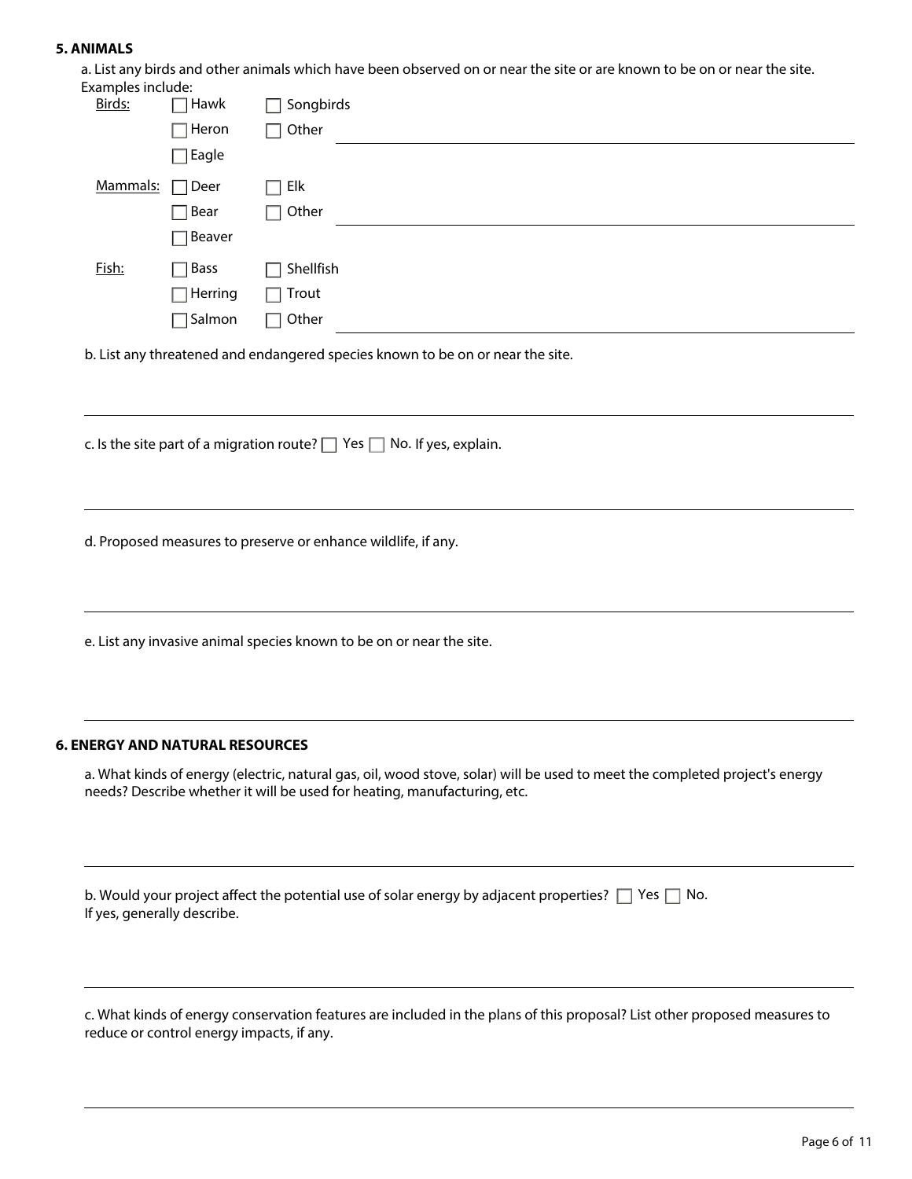### 5. ANIMALS

a. List any birds and other animals which have been observed on or near the site or are known to be on or near the site. Examples include:

Birds:
- ☐ Hawk
- ☐ Heron
- ☐ Eagle
- ☐ Songbirds
- ☐ Other ______________________

Mammals:
- ☐ Deer
- ☐ Bear
- ☐ Beaver
- ☐ Elk
- ☐ Other ______________________

Fish:
- ☐ Bass
- ☐ Herring
- ☐ Salmon
- ☐ Shellfish
- ☐ Trout
- ☐ Other ______________________

b. List any threatened and endangered species known to be on or near the site.

c. Is the site part of a migration route? ☐ Yes ☐ No. If yes, explain.

d. Proposed measures to preserve or enhance wildlife, if any.

e. List any invasive animal species known to be on or near the site.

### 6. ENERGY AND NATURAL RESOURCES

a. What kinds of energy (electric, natural gas, oil, wood stove, solar) will be used to meet the completed project's energy needs? Describe whether it will be used for heating, manufacturing, etc.

b. Would your project affect the potential use of solar energy by adjacent properties? ☐ Yes ☐ No.
If yes, generally describe.

c. What kinds of energy conservation features are included in the plans of this proposal? List other proposed measures to reduce or control energy impacts, if any.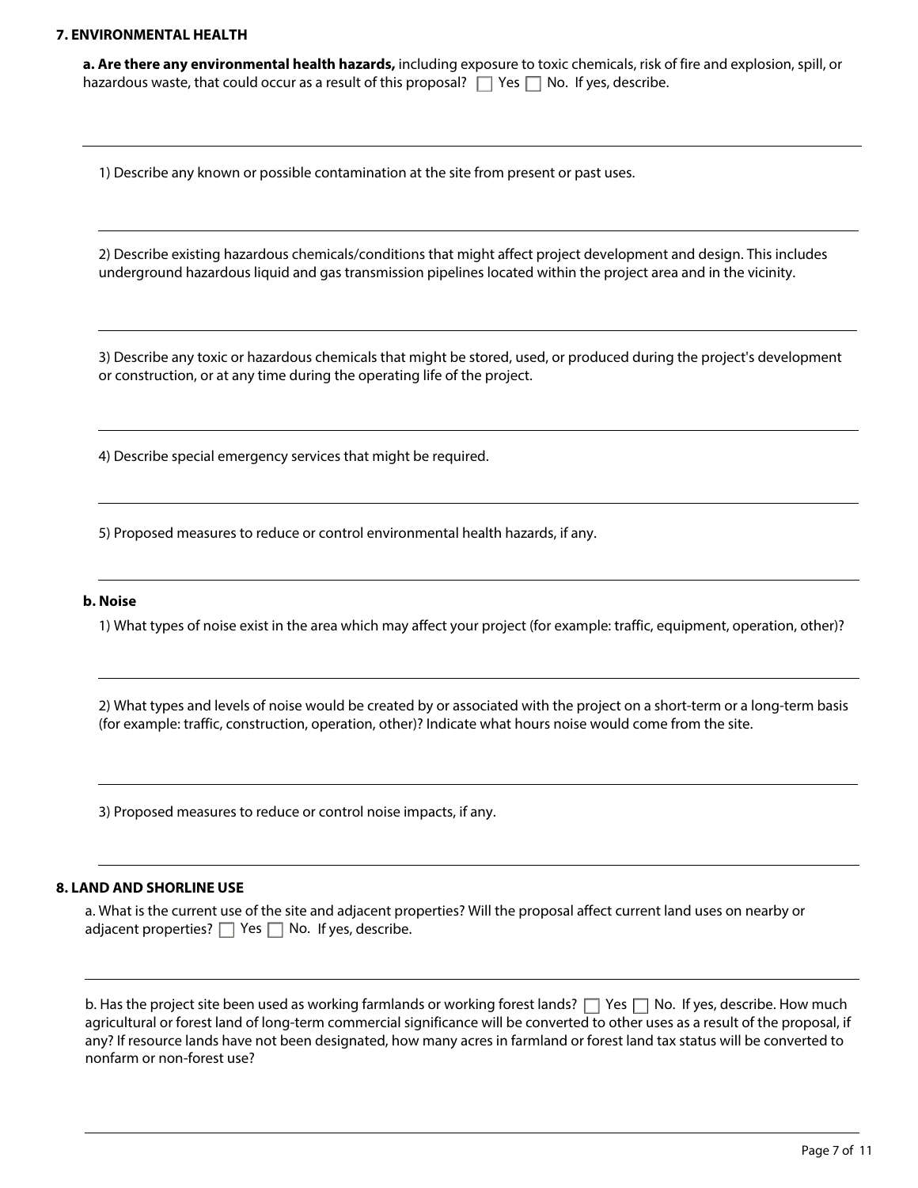**7. ENVIRONMENTAL HEALTH**

**a. Are there any environmental health hazards,** including exposure to toxic chemicals, risk of fire and explosion, spill, or hazardous waste, that could occur as a result of this proposal? ☐ Yes ☐ No. If yes, describe.

1) Describe any known or possible contamination at the site from present or past uses.

2) Describe existing hazardous chemicals/conditions that might affect project development and design. This includes underground hazardous liquid and gas transmission pipelines located within the project area and in the vicinity.

3) Describe any toxic or hazardous chemicals that might be stored, used, or produced during the project's development or construction, or at any time during the operating life of the project.

4) Describe special emergency services that might be required.

5) Proposed measures to reduce or control environmental health hazards, if any.

**b. Noise**

1) What types of noise exist in the area which may affect your project (for example: traffic, equipment, operation, other)?

2) What types and levels of noise would be created by or associated with the project on a short-term or a long-term basis (for example: traffic, construction, operation, other)? Indicate what hours noise would come from the site.

3) Proposed measures to reduce or control noise impacts, if any.

**8. LAND AND SHORLINE USE**

a. What is the current use of the site and adjacent properties? Will the proposal affect current land uses on nearby or adjacent properties? ☐ Yes ☐ No. If yes, describe.

b. Has the project site been used as working farmlands or working forest lands? ☐ Yes ☐ No. If yes, describe. How much agricultural or forest land of long-term commercial significance will be converted to other uses as a result of the proposal, if any? If resource lands have not been designated, how many acres in farmland or forest land tax status will be converted to nonfarm or non-forest use?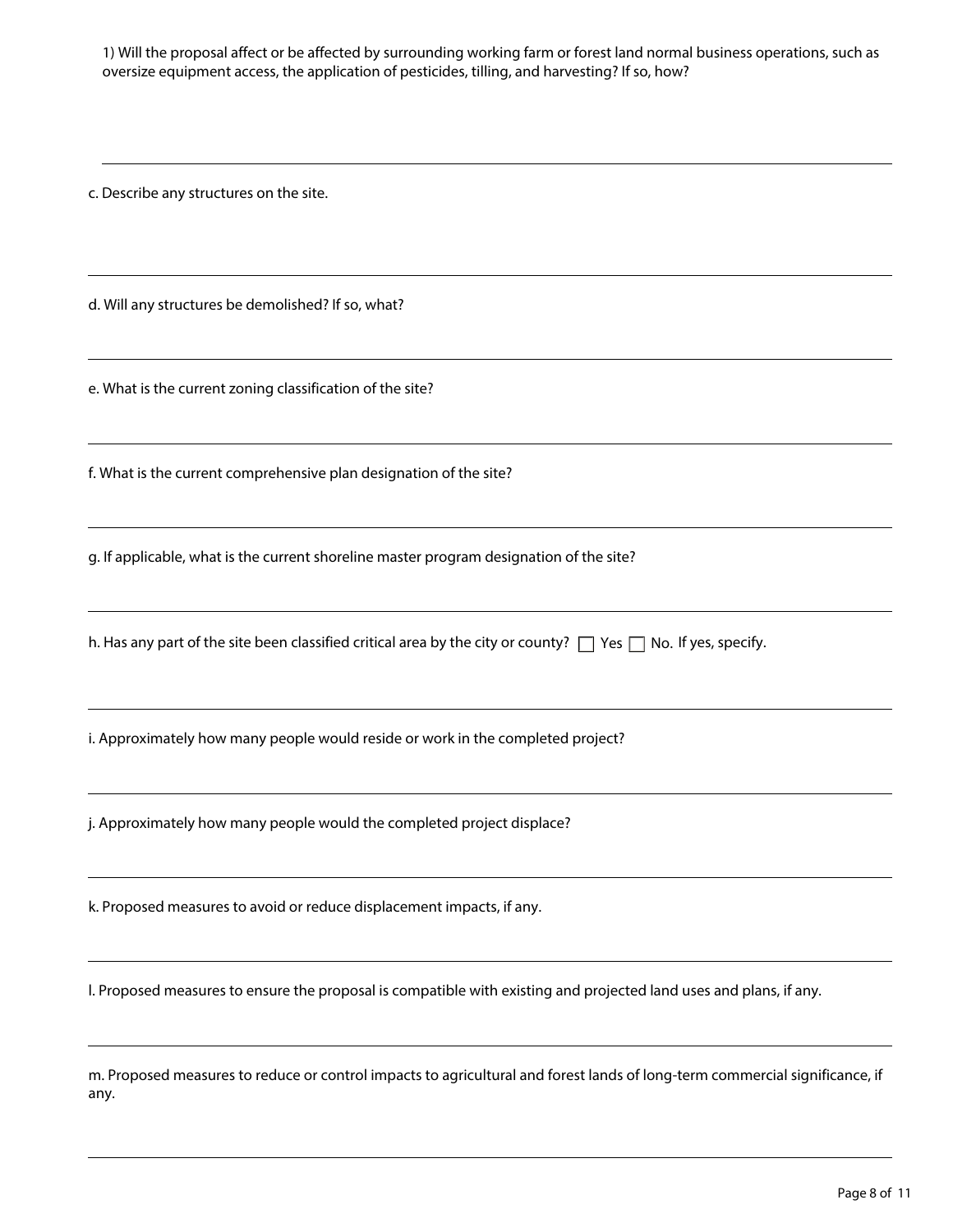1) Will the proposal affect or be affected by surrounding working farm or forest land normal business operations, such as oversize equipment access, the application of pesticides, tilling, and harvesting? If so, how?

---

c. Describe any structures on the site.

---

d. Will any structures be demolished? If so, what?

---

e. What is the current zoning classification of the site?

---

f. What is the current comprehensive plan designation of the site?

---

g. If applicable, what is the current shoreline master program designation of the site?

---

h. Has any part of the site been classified critical area by the city or county? ☐ Yes ☐ No. If yes, specify.

---

i. Approximately how many people would reside or work in the completed project?

---

j. Approximately how many people would the completed project displace?

---

k. Proposed measures to avoid or reduce displacement impacts, if any.

---

l. Proposed measures to ensure the proposal is compatible with existing and projected land uses and plans, if any.

---

m. Proposed measures to reduce or control impacts to agricultural and forest lands of long-term commercial significance, if any.

---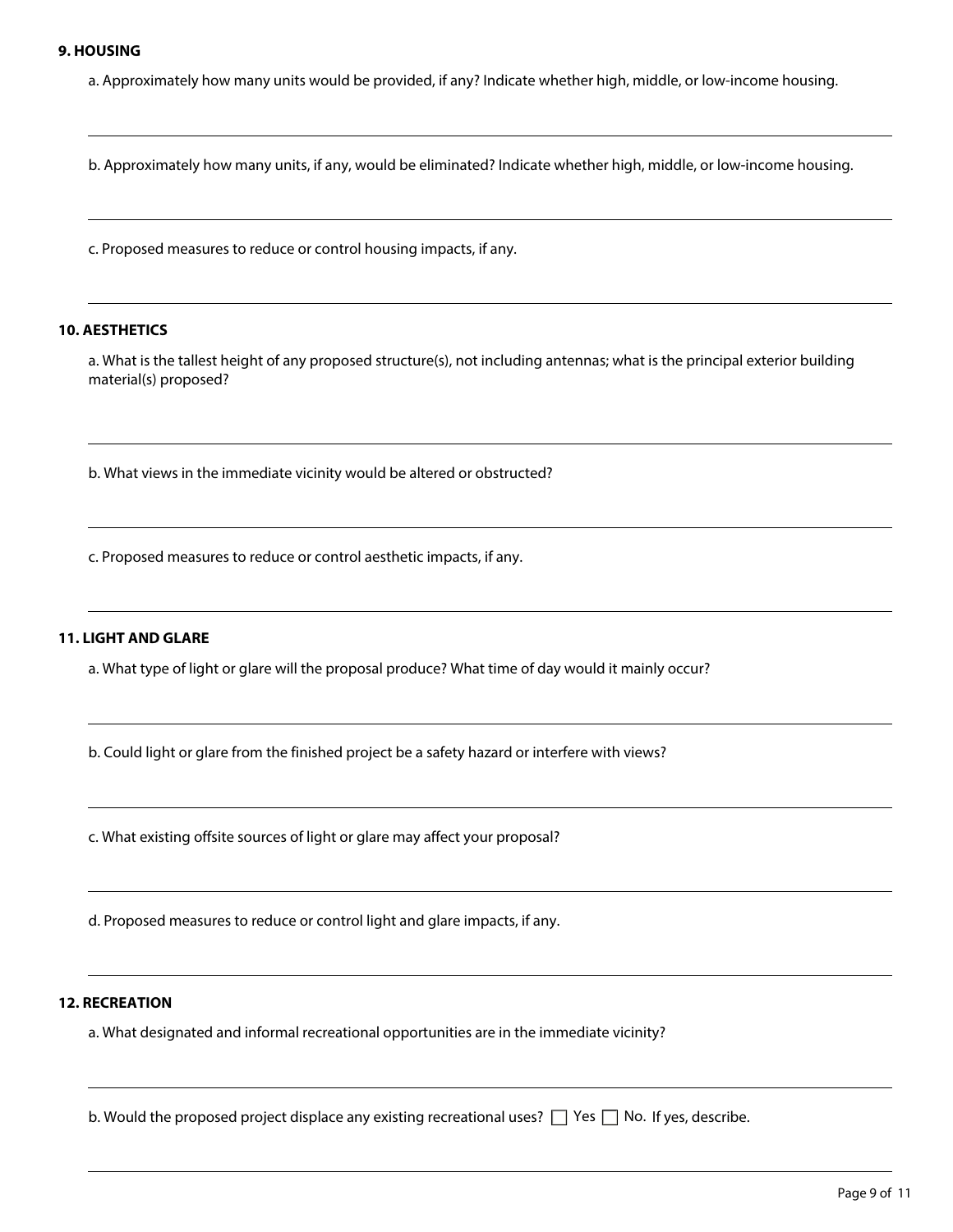**9. HOUSING**

a. Approximately how many units would be provided, if any? Indicate whether high, middle, or low-income housing.

b. Approximately how many units, if any, would be eliminated? Indicate whether high, middle, or low-income housing.

c. Proposed measures to reduce or control housing impacts, if any.

**10. AESTHETICS**

a. What is the tallest height of any proposed structure(s), not including antennas; what is the principal exterior building material(s) proposed?

b. What views in the immediate vicinity would be altered or obstructed?

c. Proposed measures to reduce or control aesthetic impacts, if any.

**11. LIGHT AND GLARE**

a. What type of light or glare will the proposal produce? What time of day would it mainly occur?

b. Could light or glare from the finished project be a safety hazard or interfere with views?

c. What existing offsite sources of light or glare may affect your proposal?

d. Proposed measures to reduce or control light and glare impacts, if any.

**12. RECREATION**

a. What designated and informal recreational opportunities are in the immediate vicinity?

b. Would the proposed project displace any existing recreational uses? ☐ Yes ☐ No. If yes, describe.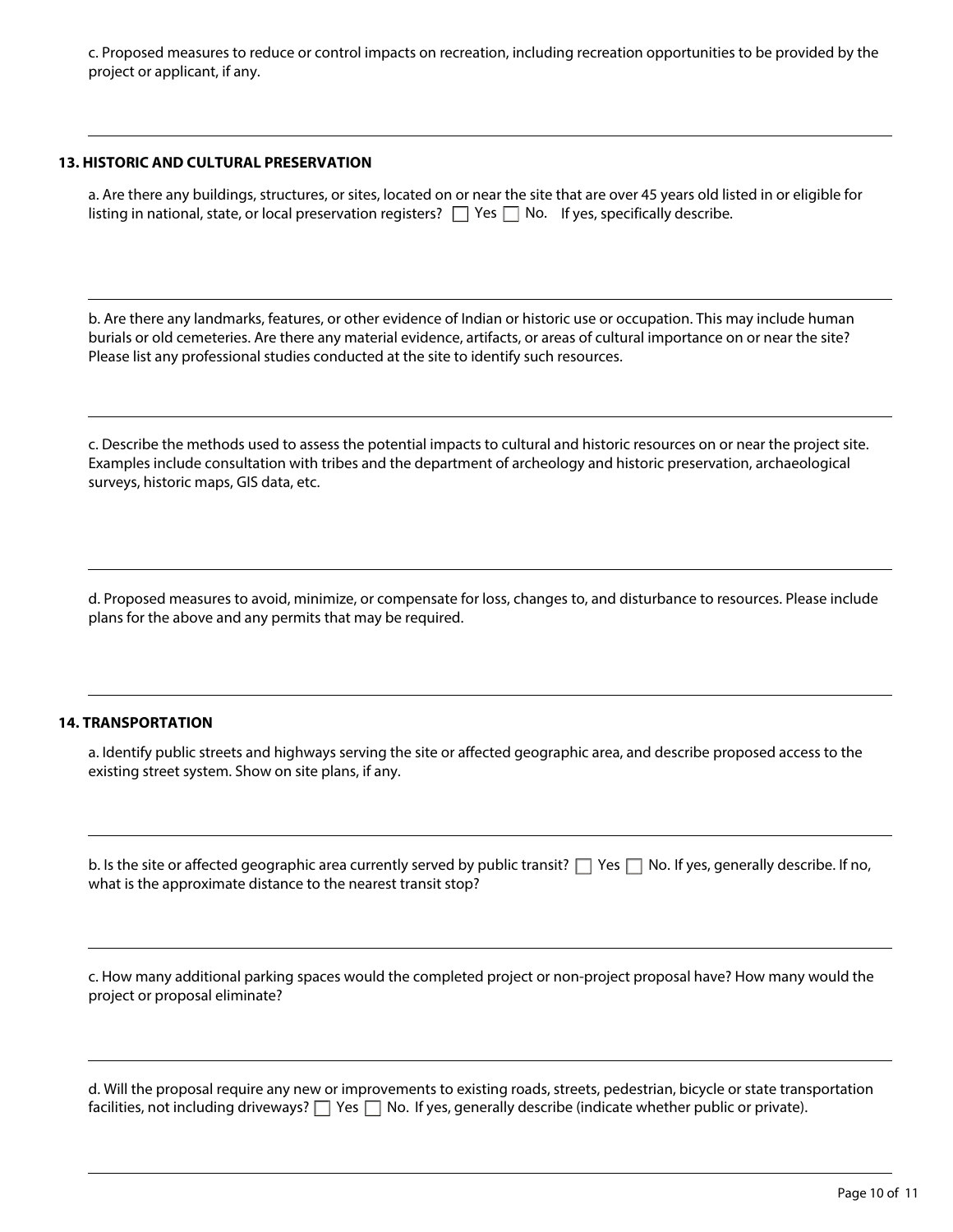c. Proposed measures to reduce or control impacts on recreation, including recreation opportunities to be provided by the project or applicant, if any.

---

## 13. HISTORIC AND CULTURAL PRESERVATION

a. Are there any buildings, structures, or sites, located on or near the site that are over 45 years old listed in or eligible for listing in national, state, or local preservation registers? ☐ Yes ☐ No. If yes, specifically describe.

---

b. Are there any landmarks, features, or other evidence of Indian or historic use or occupation. This may include human burials or old cemeteries. Are there any material evidence, artifacts, or areas of cultural importance on or near the site? Please list any professional studies conducted at the site to identify such resources.

---

c. Describe the methods used to assess the potential impacts to cultural and historic resources on or near the project site. Examples include consultation with tribes and the department of archeology and historic preservation, archaeological surveys, historic maps, GIS data, etc.

---

d. Proposed measures to avoid, minimize, or compensate for loss, changes to, and disturbance to resources. Please include plans for the above and any permits that may be required.

---

## 14. TRANSPORTATION

a. Identify public streets and highways serving the site or affected geographic area, and describe proposed access to the existing street system. Show on site plans, if any.

---

b. Is the site or affected geographic area currently served by public transit? ☐ Yes ☐ No. If yes, generally describe. If no, what is the approximate distance to the nearest transit stop?

---

c. How many additional parking spaces would the completed project or non-project proposal have? How many would the project or proposal eliminate?

---

d. Will the proposal require any new or improvements to existing roads, streets, pedestrian, bicycle or state transportation facilities, not including driveways? ☐ Yes ☐ No. If yes, generally describe (indicate whether public or private).

---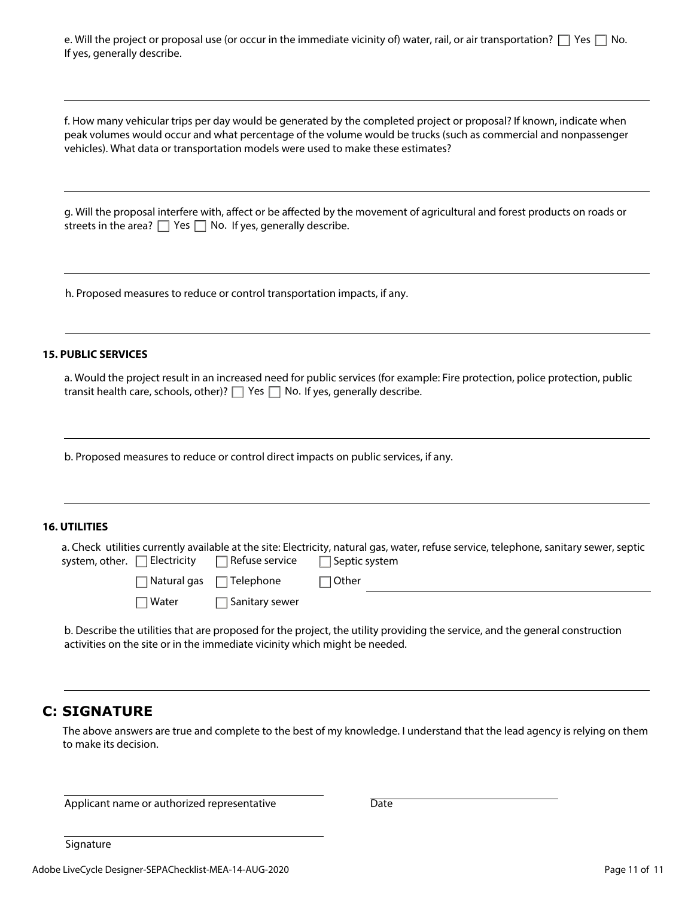e. Will the project or proposal use (or occur in the immediate vicinity of) water, rail, or air transportation? ☐ Yes ☐ No.
If yes, generally describe.

f. How many vehicular trips per day would be generated by the completed project or proposal? If known, indicate when peak volumes would occur and what percentage of the volume would be trucks (such as commercial and nonpassenger vehicles). What data or transportation models were used to make these estimates?

g. Will the proposal interfere with, affect or be affected by the movement of agricultural and forest products on roads or streets in the area? ☐ Yes ☐ No. If yes, generally describe.

h. Proposed measures to reduce or control transportation impacts, if any.

**15. PUBLIC SERVICES**

a. Would the project result in an increased need for public services (for example: Fire protection, police protection, public transit health care, schools, other)? ☐ Yes ☐ No. If yes, generally describe.

b. Proposed measures to reduce or control direct impacts on public services, if any.

**16. UTILITIES**

a. Check utilities currently available at the site: Electricity, natural gas, water, refuse service, telephone, sanitary sewer, septic system, other.

☐ Electricity ☐ Refuse service ☐ Septic system

☐ Natural gas ☐ Telephone ☐ Other

☐ Water ☐ Sanitary sewer

b. Describe the utilities that are proposed for the project, the utility providing the service, and the general construction activities on the site or in the immediate vicinity which might be needed.

## C: SIGNATURE

The above answers are true and complete to the best of my knowledge. I understand that the lead agency is relying on them to make its decision.

Applicant name or authorized representative

Date

Signature

Adobe LiveCycle Designer-SEPAChecklist-MEA-14-AUG-2020